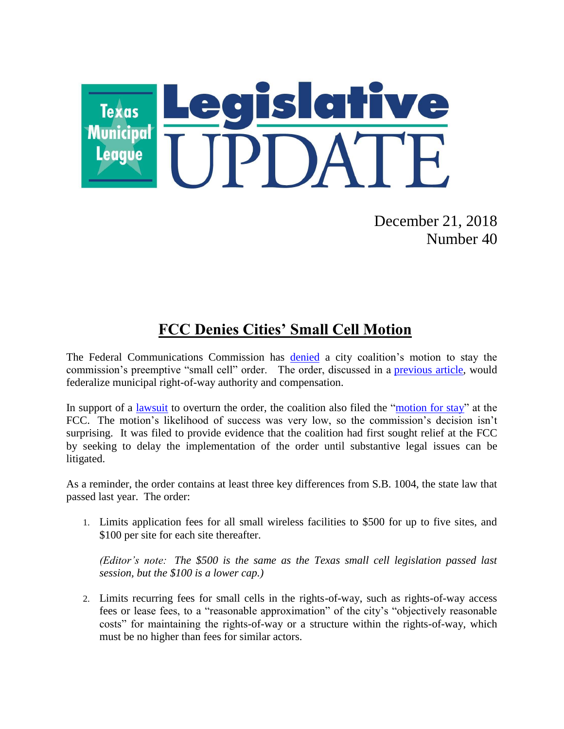# Texas Municipal League Legislative UPDATE

December 21, 2018
Number 40

## FCC Denies Cities' Small Cell Motion

The Federal Communications Commission has denied a city coalition's motion to stay the commission's preemptive "small cell" order. The order, discussed in a previous article, would federalize municipal right-of-way authority and compensation.

In support of a lawsuit to overturn the order, the coalition also filed the "motion for stay" at the FCC. The motion's likelihood of success was very low, so the commission's decision isn't surprising. It was filed to provide evidence that the coalition had first sought relief at the FCC by seeking to delay the implementation of the order until substantive legal issues can be litigated.

As a reminder, the order contains at least three key differences from S.B. 1004, the state law that passed last year. The order:

1. Limits application fees for all small wireless facilities to $500 for up to five sites, and $100 per site for each site thereafter.

   *(Editor's note: The $500 is the same as the Texas small cell legislation passed last session, but the $100 is a lower cap.)*

2. Limits recurring fees for small cells in the rights-of-way, such as rights-of-way access fees or lease fees, to a "reasonable approximation" of the city's "objectively reasonable costs" for maintaining the rights-of-way or a structure within the rights-of-way, which must be no higher than fees for similar actors.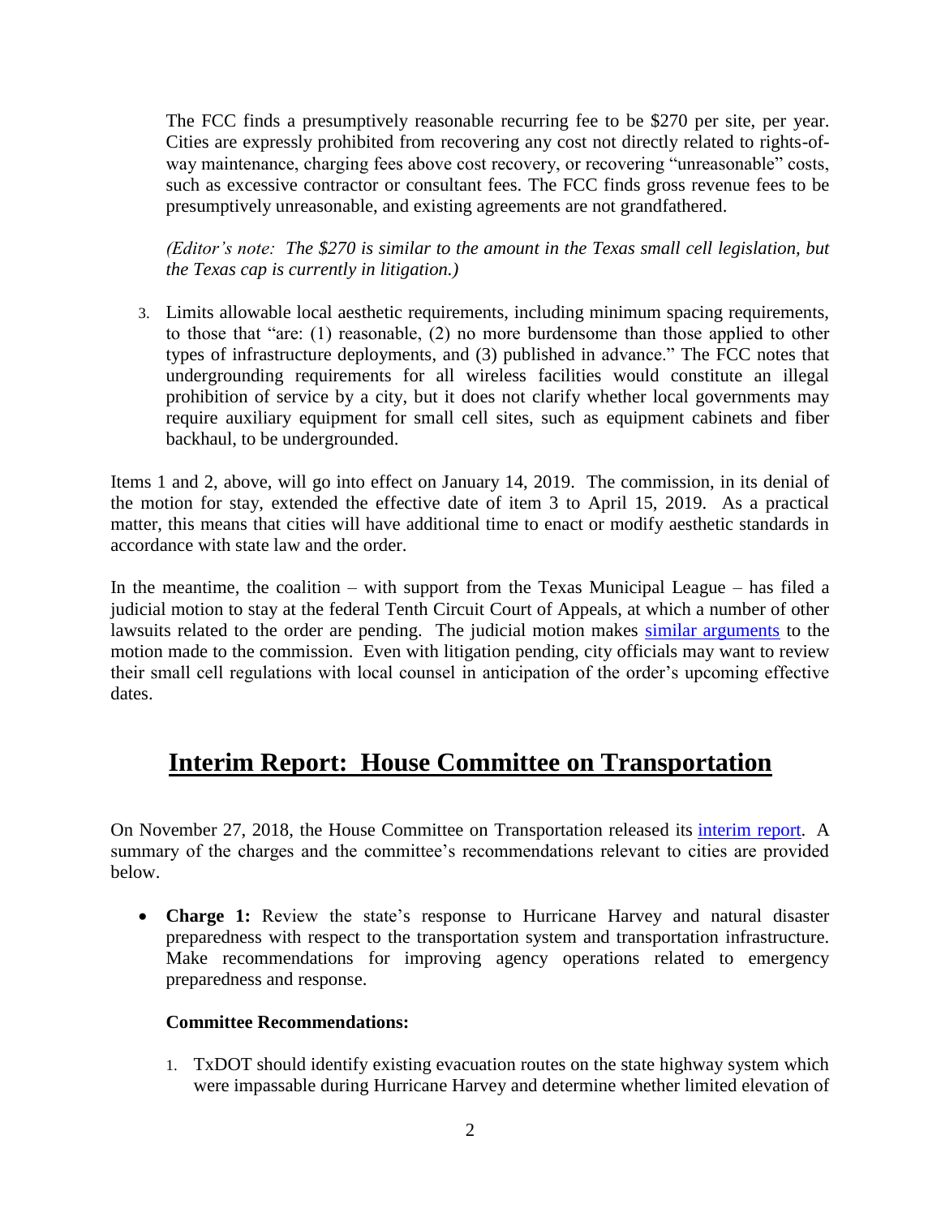The FCC finds a presumptively reasonable recurring fee to be $270 per site, per year. Cities are expressly prohibited from recovering any cost not directly related to rights-of-way maintenance, charging fees above cost recovery, or recovering "unreasonable" costs, such as excessive contractor or consultant fees. The FCC finds gross revenue fees to be presumptively unreasonable, and existing agreements are not grandfathered.

*(Editor's note: The $270 is similar to the amount in the Texas small cell legislation, but the Texas cap is currently in litigation.)*

3. Limits allowable local aesthetic requirements, including minimum spacing requirements, to those that "are: (1) reasonable, (2) no more burdensome than those applied to other types of infrastructure deployments, and (3) published in advance." The FCC notes that undergrounding requirements for all wireless facilities would constitute an illegal prohibition of service by a city, but it does not clarify whether local governments may require auxiliary equipment for small cell sites, such as equipment cabinets and fiber backhaul, to be undergrounded.

Items 1 and 2, above, will go into effect on January 14, 2019. The commission, in its denial of the motion for stay, extended the effective date of item 3 to April 15, 2019. As a practical matter, this means that cities will have additional time to enact or modify aesthetic standards in accordance with state law and the order.

In the meantime, the coalition – with support from the Texas Municipal League – has filed a judicial motion to stay at the federal Tenth Circuit Court of Appeals, at which a number of other lawsuits related to the order are pending. The judicial motion makes similar arguments to the motion made to the commission. Even with litigation pending, city officials may want to review their small cell regulations with local counsel in anticipation of the order's upcoming effective dates.

## Interim Report: House Committee on Transportation

On November 27, 2018, the House Committee on Transportation released its interim report. A summary of the charges and the committee's recommendations relevant to cities are provided below.

- **Charge 1:** Review the state's response to Hurricane Harvey and natural disaster preparedness with respect to the transportation system and transportation infrastructure. Make recommendations for improving agency operations related to emergency preparedness and response.

  **Committee Recommendations:**

  1. TxDOT should identify existing evacuation routes on the state highway system which were impassable during Hurricane Harvey and determine whether limited elevation of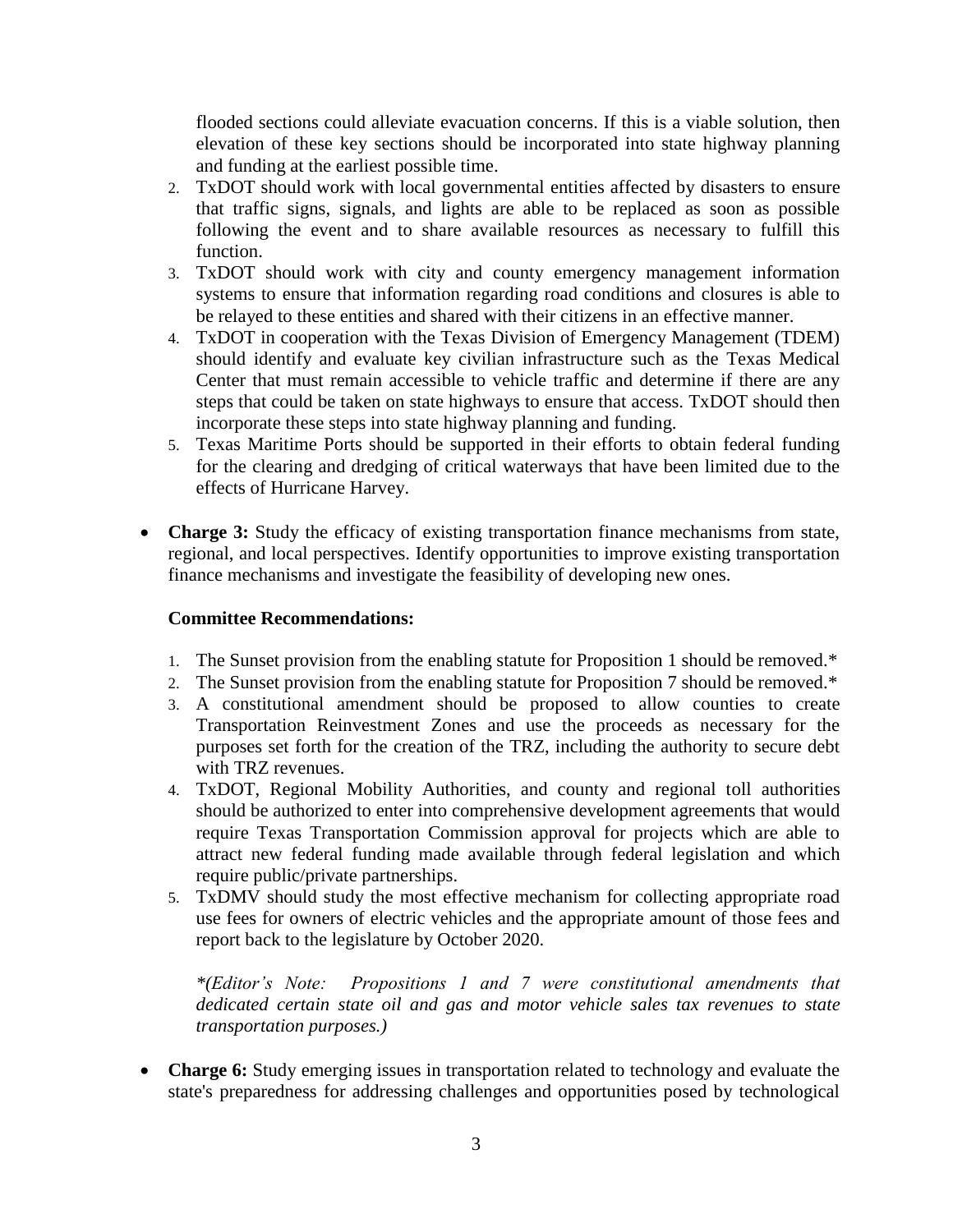flooded sections could alleviate evacuation concerns. If this is a viable solution, then elevation of these key sections should be incorporated into state highway planning and funding at the earliest possible time.

2. TxDOT should work with local governmental entities affected by disasters to ensure that traffic signs, signals, and lights are able to be replaced as soon as possible following the event and to share available resources as necessary to fulfill this function.
3. TxDOT should work with city and county emergency management information systems to ensure that information regarding road conditions and closures is able to be relayed to these entities and shared with their citizens in an effective manner.
4. TxDOT in cooperation with the Texas Division of Emergency Management (TDEM) should identify and evaluate key civilian infrastructure such as the Texas Medical Center that must remain accessible to vehicle traffic and determine if there are any steps that could be taken on state highways to ensure that access. TxDOT should then incorporate these steps into state highway planning and funding.
5. Texas Maritime Ports should be supported in their efforts to obtain federal funding for the clearing and dredging of critical waterways that have been limited due to the effects of Hurricane Harvey.

- **Charge 3:** Study the efficacy of existing transportation finance mechanisms from state, regional, and local perspectives. Identify opportunities to improve existing transportation finance mechanisms and investigate the feasibility of developing new ones.

  **Committee Recommendations:**

  1. The Sunset provision from the enabling statute for Proposition 1 should be removed.*
  2. The Sunset provision from the enabling statute for Proposition 7 should be removed.*
  3. A constitutional amendment should be proposed to allow counties to create Transportation Reinvestment Zones and use the proceeds as necessary for the purposes set forth for the creation of the TRZ, including the authority to secure debt with TRZ revenues.
  4. TxDOT, Regional Mobility Authorities, and county and regional toll authorities should be authorized to enter into comprehensive development agreements that would require Texas Transportation Commission approval for projects which are able to attract new federal funding made available through federal legislation and which require public/private partnerships.
  5. TxDMV should study the most effective mechanism for collecting appropriate road use fees for owners of electric vehicles and the appropriate amount of those fees and report back to the legislature by October 2020.

  *\*(Editor's Note: Propositions 1 and 7 were constitutional amendments that dedicated certain state oil and gas and motor vehicle sales tax revenues to state transportation purposes.)*

- **Charge 6:** Study emerging issues in transportation related to technology and evaluate the state's preparedness for addressing challenges and opportunities posed by technological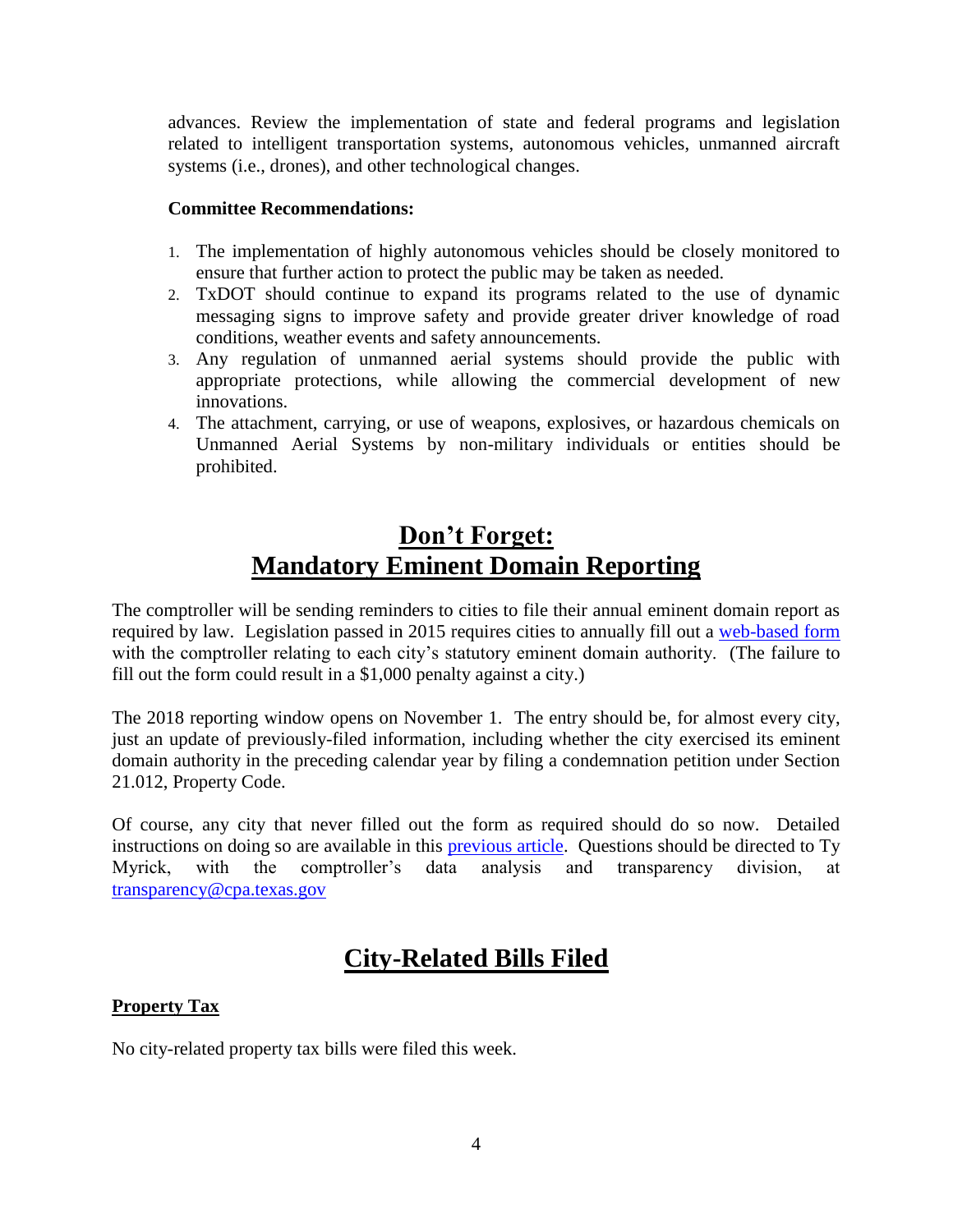advances. Review the implementation of state and federal programs and legislation related to intelligent transportation systems, autonomous vehicles, unmanned aircraft systems (i.e., drones), and other technological changes.

**Committee Recommendations:**

1. The implementation of highly autonomous vehicles should be closely monitored to ensure that further action to protect the public may be taken as needed.
2. TxDOT should continue to expand its programs related to the use of dynamic messaging signs to improve safety and provide greater driver knowledge of road conditions, weather events and safety announcements.
3. Any regulation of unmanned aerial systems should provide the public with appropriate protections, while allowing the commercial development of new innovations.
4. The attachment, carrying, or use of weapons, explosives, or hazardous chemicals on Unmanned Aerial Systems by non-military individuals or entities should be prohibited.

## Don't Forget: Mandatory Eminent Domain Reporting

The comptroller will be sending reminders to cities to file their annual eminent domain report as required by law. Legislation passed in 2015 requires cities to annually fill out a web-based form with the comptroller relating to each city's statutory eminent domain authority. (The failure to fill out the form could result in a $1,000 penalty against a city.)

The 2018 reporting window opens on November 1. The entry should be, for almost every city, just an update of previously-filed information, including whether the city exercised its eminent domain authority in the preceding calendar year by filing a condemnation petition under Section 21.012, Property Code.

Of course, any city that never filled out the form as required should do so now. Detailed instructions on doing so are available in this previous article. Questions should be directed to Ty Myrick, with the comptroller's data analysis and transparency division, at transparency@cpa.texas.gov

## City-Related Bills Filed

**Property Tax**

No city-related property tax bills were filed this week.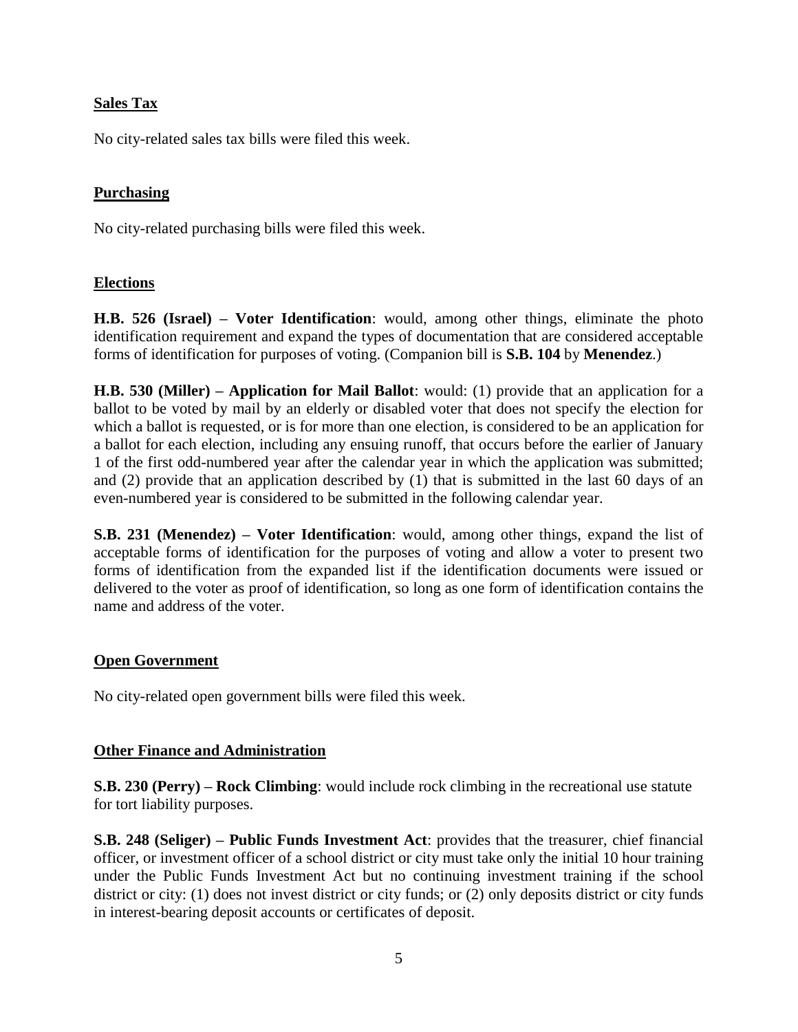## Sales Tax

No city-related sales tax bills were filed this week.

## Purchasing

No city-related purchasing bills were filed this week.

## Elections

**H.B. 526 (Israel) – Voter Identification**: would, among other things, eliminate the photo identification requirement and expand the types of documentation that are considered acceptable forms of identification for purposes of voting. (Companion bill is **S.B. 104** by **Menendez**.)

**H.B. 530 (Miller) – Application for Mail Ballot**: would: (1) provide that an application for a ballot to be voted by mail by an elderly or disabled voter that does not specify the election for which a ballot is requested, or is for more than one election, is considered to be an application for a ballot for each election, including any ensuing runoff, that occurs before the earlier of January 1 of the first odd-numbered year after the calendar year in which the application was submitted; and (2) provide that an application described by (1) that is submitted in the last 60 days of an even-numbered year is considered to be submitted in the following calendar year.

**S.B. 231 (Menendez) – Voter Identification**: would, among other things, expand the list of acceptable forms of identification for the purposes of voting and allow a voter to present two forms of identification from the expanded list if the identification documents were issued or delivered to the voter as proof of identification, so long as one form of identification contains the name and address of the voter.

## Open Government

No city-related open government bills were filed this week.

## Other Finance and Administration

**S.B. 230 (Perry) – Rock Climbing**: would include rock climbing in the recreational use statute for tort liability purposes.

**S.B. 248 (Seliger) – Public Funds Investment Act**: provides that the treasurer, chief financial officer, or investment officer of a school district or city must take only the initial 10 hour training under the Public Funds Investment Act but no continuing investment training if the school district or city: (1) does not invest district or city funds; or (2) only deposits district or city funds in interest-bearing deposit accounts or certificates of deposit.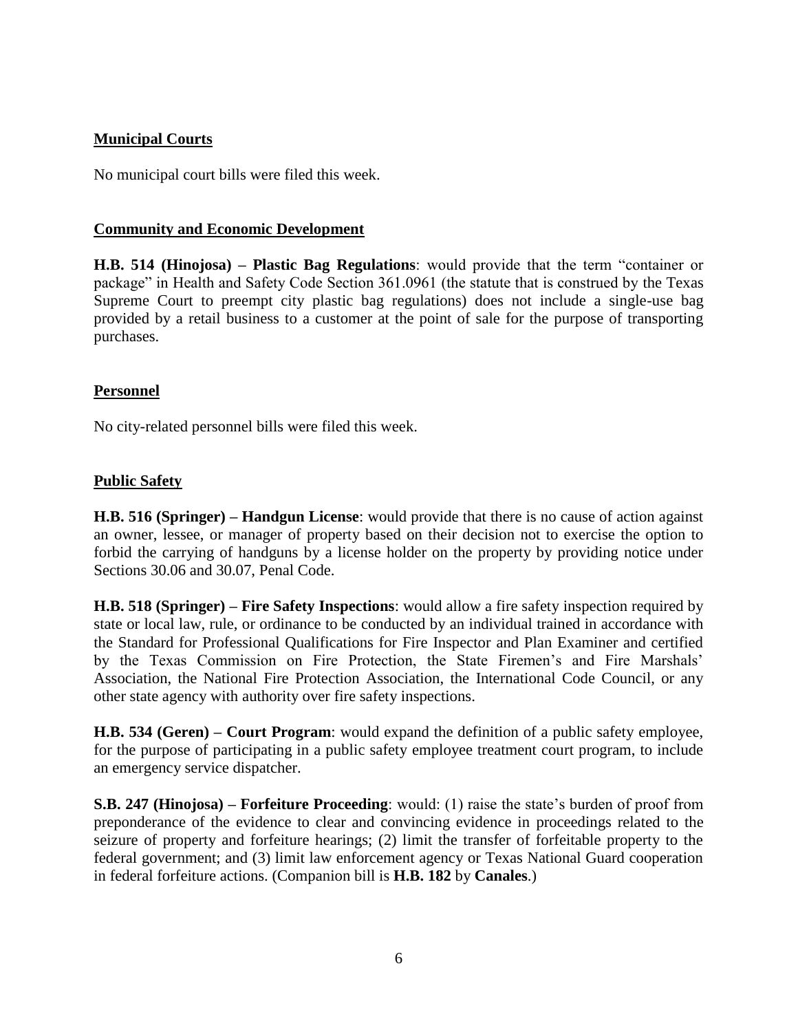**Municipal Courts**

No municipal court bills were filed this week.

**Community and Economic Development**

**H.B. 514 (Hinojosa) – Plastic Bag Regulations**: would provide that the term "container or package" in Health and Safety Code Section 361.0961 (the statute that is construed by the Texas Supreme Court to preempt city plastic bag regulations) does not include a single-use bag provided by a retail business to a customer at the point of sale for the purpose of transporting purchases.

**Personnel**

No city-related personnel bills were filed this week.

**Public Safety**

**H.B. 516 (Springer) – Handgun License**: would provide that there is no cause of action against an owner, lessee, or manager of property based on their decision not to exercise the option to forbid the carrying of handguns by a license holder on the property by providing notice under Sections 30.06 and 30.07, Penal Code.

**H.B. 518 (Springer) – Fire Safety Inspections**: would allow a fire safety inspection required by state or local law, rule, or ordinance to be conducted by an individual trained in accordance with the Standard for Professional Qualifications for Fire Inspector and Plan Examiner and certified by the Texas Commission on Fire Protection, the State Firemen's and Fire Marshals' Association, the National Fire Protection Association, the International Code Council, or any other state agency with authority over fire safety inspections.

**H.B. 534 (Geren) – Court Program**: would expand the definition of a public safety employee, for the purpose of participating in a public safety employee treatment court program, to include an emergency service dispatcher.

**S.B. 247 (Hinojosa) – Forfeiture Proceeding**: would: (1) raise the state's burden of proof from preponderance of the evidence to clear and convincing evidence in proceedings related to the seizure of property and forfeiture hearings; (2) limit the transfer of forfeitable property to the federal government; and (3) limit law enforcement agency or Texas National Guard cooperation in federal forfeiture actions. (Companion bill is **H.B. 182** by **Canales**.)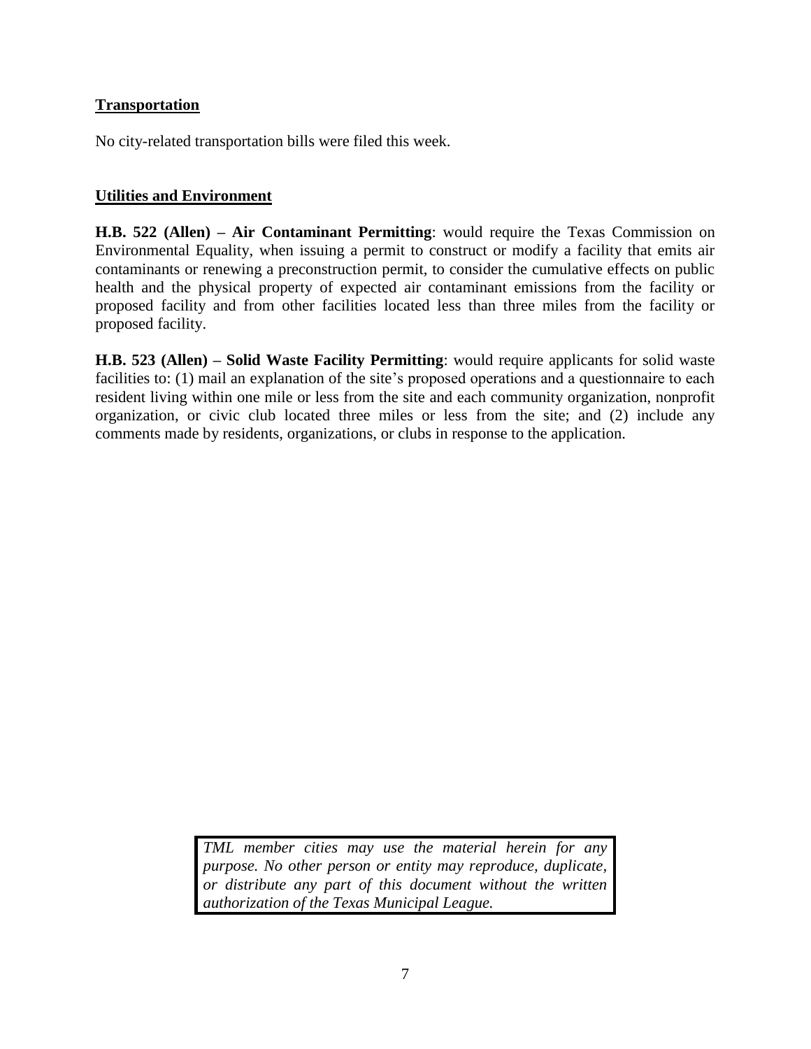**Transportation**

No city-related transportation bills were filed this week.

**Utilities and Environment**

**H.B. 522 (Allen) – Air Contaminant Permitting**: would require the Texas Commission on Environmental Equality, when issuing a permit to construct or modify a facility that emits air contaminants or renewing a preconstruction permit, to consider the cumulative effects on public health and the physical property of expected air contaminant emissions from the facility or proposed facility and from other facilities located less than three miles from the facility or proposed facility.

**H.B. 523 (Allen) – Solid Waste Facility Permitting**: would require applicants for solid waste facilities to: (1) mail an explanation of the site's proposed operations and a questionnaire to each resident living within one mile or less from the site and each community organization, nonprofit organization, or civic club located three miles or less from the site; and (2) include any comments made by residents, organizations, or clubs in response to the application.

*TML member cities may use the material herein for any purpose. No other person or entity may reproduce, duplicate, or distribute any part of this document without the written authorization of the Texas Municipal League.*